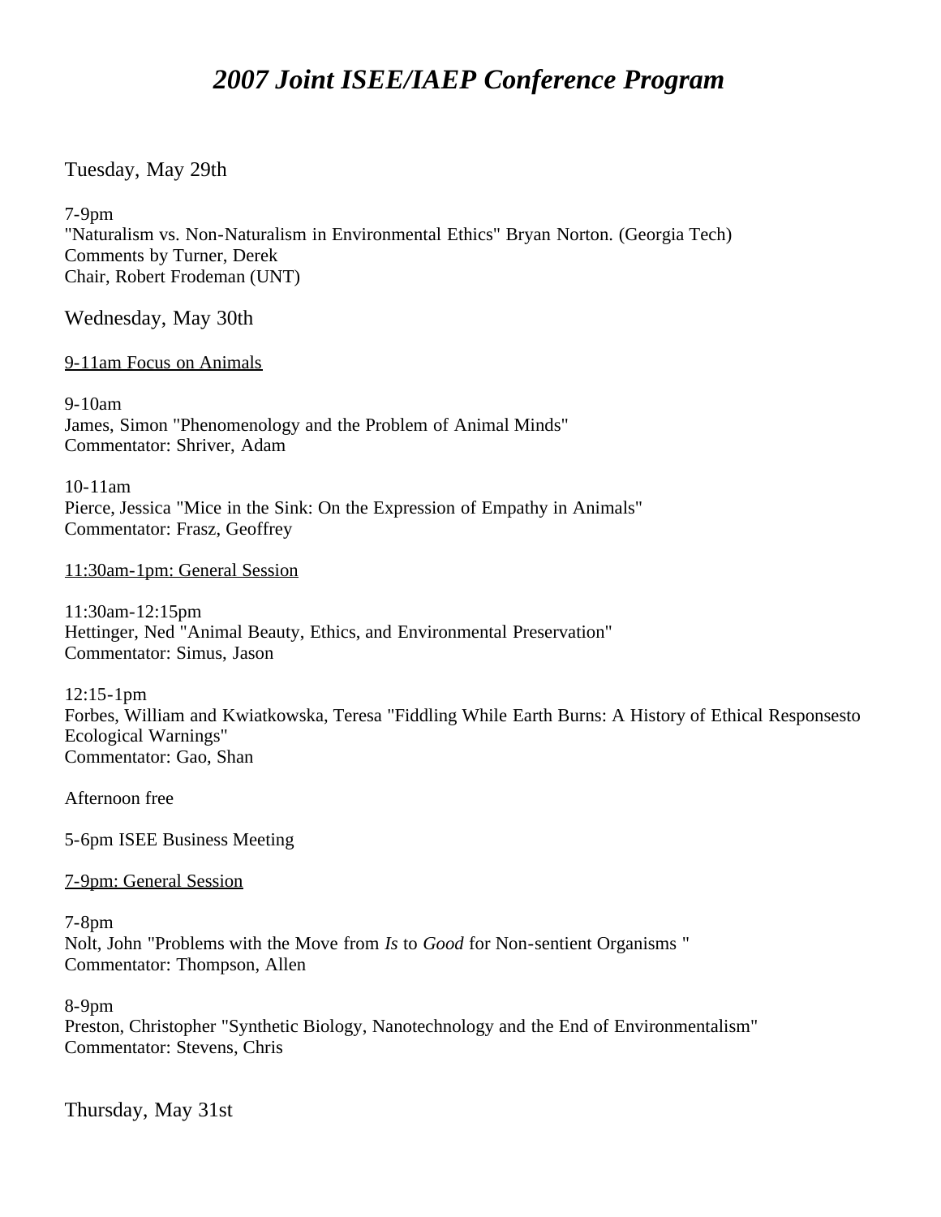# *2007 Joint ISEE/IAEP Conference Program*

## Tuesday, May 29th

7-9pm
"Naturalism vs. Non-Naturalism in Environmental Ethics" Bryan Norton. (Georgia Tech)
Comments by Turner, Derek
Chair, Robert Frodeman (UNT)

## Wednesday, May 30th

<u>9-11am Focus on Animals</u>

9-10am
James, Simon "Phenomenology and the Problem of Animal Minds"
Commentator: Shriver, Adam

10-11am
Pierce, Jessica "Mice in the Sink: On the Expression of Empathy in Animals"
Commentator: Frasz, Geoffrey

<u>11:30am-1pm: General Session</u>

11:30am-12:15pm
Hettinger, Ned "Animal Beauty, Ethics, and Environmental Preservation"
Commentator: Simus, Jason

12:15-1pm
Forbes, William and Kwiatkowska, Teresa "Fiddling While Earth Burns: A History of Ethical Responsesto Ecological Warnings"
Commentator: Gao, Shan

Afternoon free

5-6pm ISEE Business Meeting

<u>7-9pm: General Session</u>

7-8pm
Nolt, John "Problems with the Move from *Is* to *Good* for Non-sentient Organisms "
Commentator: Thompson, Allen

8-9pm
Preston, Christopher "Synthetic Biology, Nanotechnology and the End of Environmentalism"
Commentator: Stevens, Chris

## Thursday, May 31st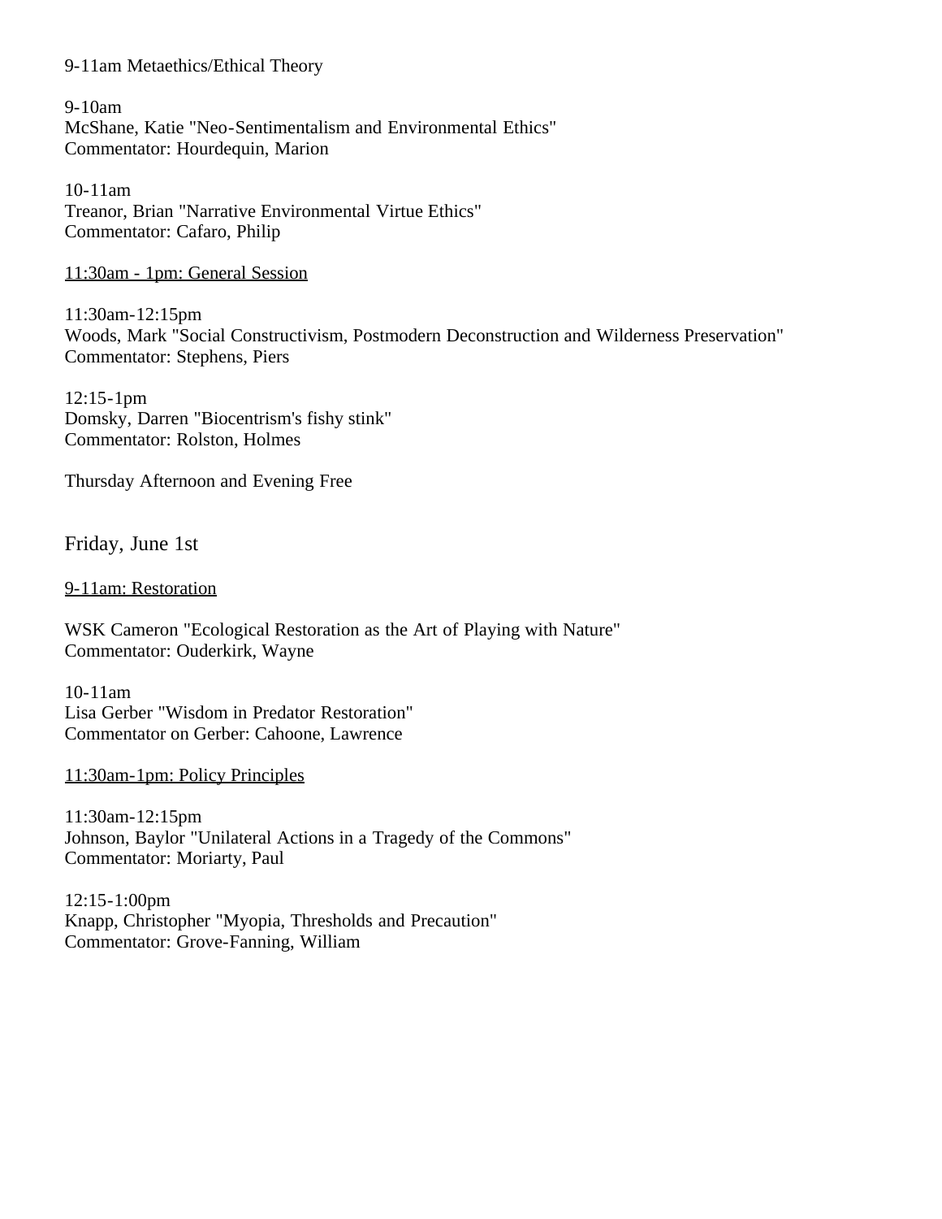9-11am Metaethics/Ethical Theory

9-10am
McShane, Katie "Neo-Sentimentalism and Environmental Ethics"
Commentator: Hourdequin, Marion

10-11am
Treanor, Brian "Narrative Environmental Virtue Ethics"
Commentator: Cafaro, Philip

<u>11:30am - 1pm: General Session</u>

11:30am-12:15pm
Woods, Mark "Social Constructivism, Postmodern Deconstruction and Wilderness Preservation"
Commentator: Stephens, Piers

12:15-1pm
Domsky, Darren "Biocentrism's fishy stink"
Commentator: Rolston, Holmes

Thursday Afternoon and Evening Free

## Friday, June 1st

<u>9-11am: Restoration</u>

WSK Cameron "Ecological Restoration as the Art of Playing with Nature"
Commentator: Ouderkirk, Wayne

10-11am
Lisa Gerber "Wisdom in Predator Restoration"
Commentator on Gerber: Cahoone, Lawrence

<u>11:30am-1pm: Policy Principles</u>

11:30am-12:15pm
Johnson, Baylor "Unilateral Actions in a Tragedy of the Commons"
Commentator: Moriarty, Paul

12:15-1:00pm
Knapp, Christopher "Myopia, Thresholds and Precaution"
Commentator: Grove-Fanning, William